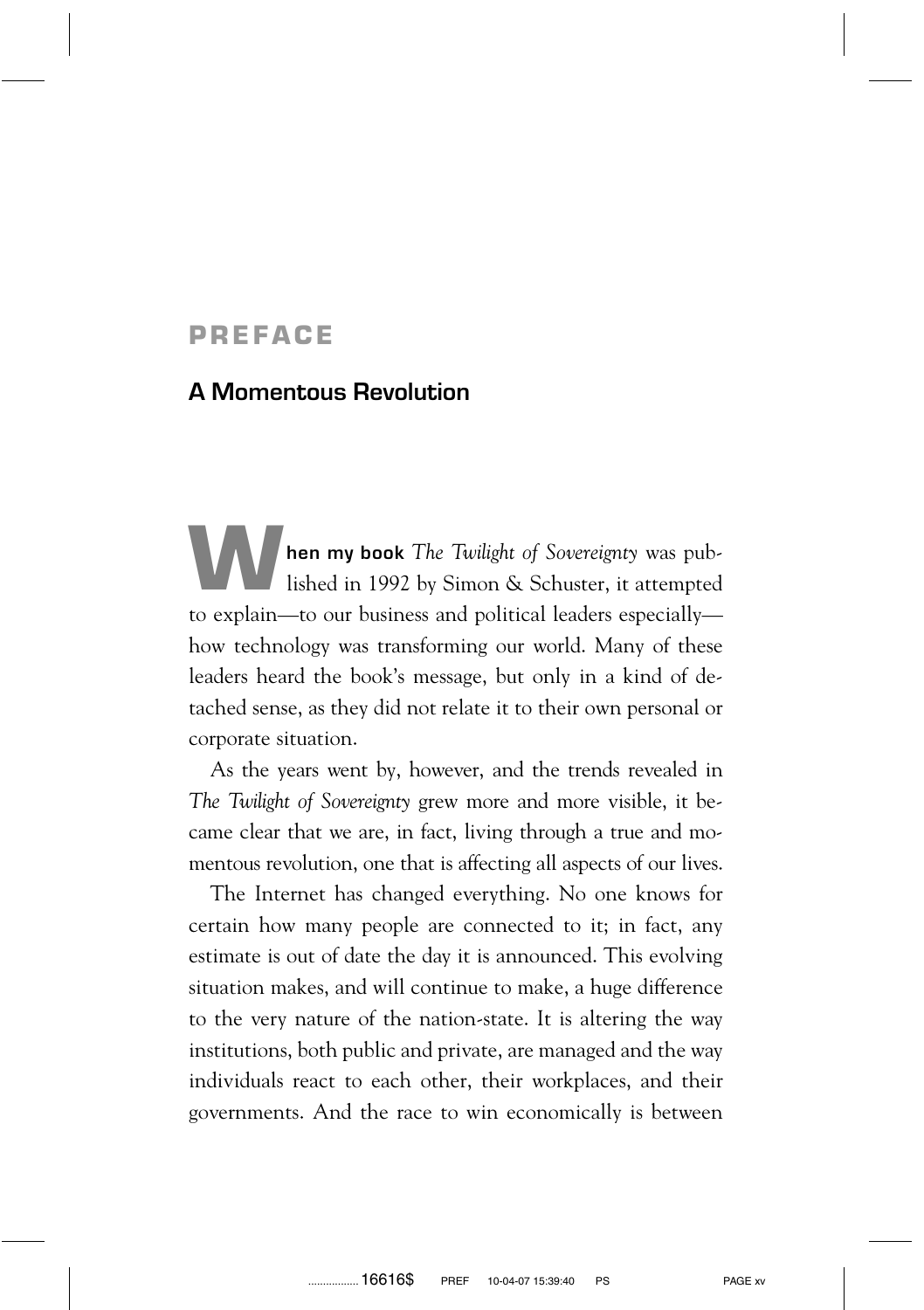# PREFACE

## A Momentous Revolution

**When my book** *The Twilight of Sovereignty* was published in 1992 by Simon & Schuster, it attempted to explain—to our business and political leaders especially—how technology was transforming our world. Many of these leaders heard the book's message, but only in a kind of detached sense, as they did not relate it to their own personal or corporate situation.

As the years went by, however, and the trends revealed in *The Twilight of Sovereignty* grew more and more visible, it became clear that we are, in fact, living through a true and momentous revolution, one that is affecting all aspects of our lives.

The Internet has changed everything. No one knows for certain how many people are connected to it; in fact, any estimate is out of date the day it is announced. This evolving situation makes, and will continue to make, a huge difference to the very nature of the nation-state. It is altering the way institutions, both public and private, are managed and the way individuals react to each other, their workplaces, and their governments. And the race to win economically is between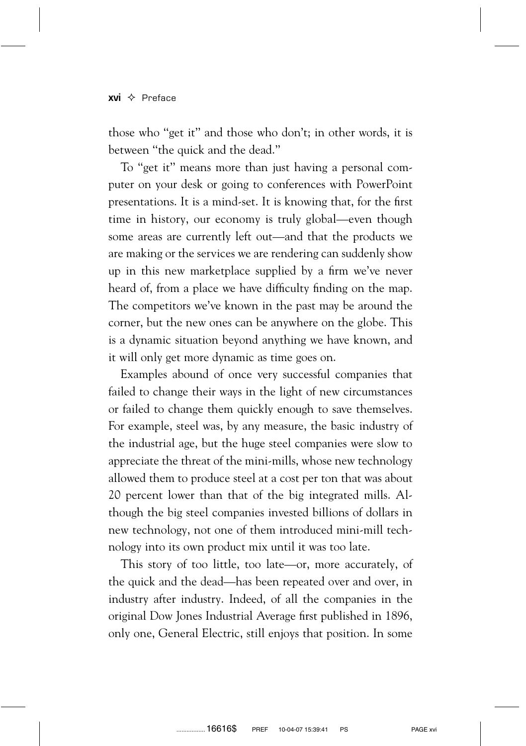those who "get it" and those who don't; in other words, it is between "the quick and the dead."

To "get it" means more than just having a personal computer on your desk or going to conferences with PowerPoint presentations. It is a mind-set. It is knowing that, for the first time in history, our economy is truly global—even though some areas are currently left out—and that the products we are making or the services we are rendering can suddenly show up in this new marketplace supplied by a firm we've never heard of, from a place we have difficulty finding on the map. The competitors we've known in the past may be around the corner, but the new ones can be anywhere on the globe. This is a dynamic situation beyond anything we have known, and it will only get more dynamic as time goes on.

Examples abound of once very successful companies that failed to change their ways in the light of new circumstances or failed to change them quickly enough to save themselves. For example, steel was, by any measure, the basic industry of the industrial age, but the huge steel companies were slow to appreciate the threat of the mini-mills, whose new technology allowed them to produce steel at a cost per ton that was about 20 percent lower than that of the big integrated mills. Although the big steel companies invested billions of dollars in new technology, not one of them introduced mini-mill technology into its own product mix until it was too late.

This story of too little, too late—or, more accurately, of the quick and the dead—has been repeated over and over, in industry after industry. Indeed, of all the companies in the original Dow Jones Industrial Average first published in 1896, only one, General Electric, still enjoys that position. In some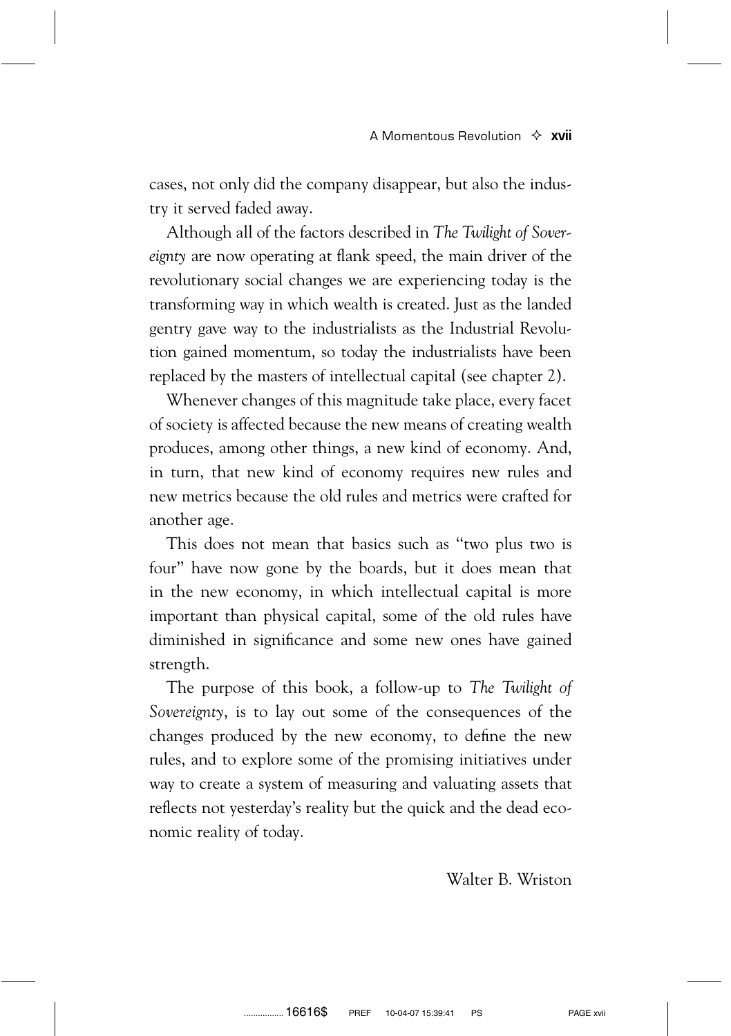cases, not only did the company disappear, but also the industry it served faded away.

Although all of the factors described in *The Twilight of Sovereignty* are now operating at flank speed, the main driver of the revolutionary social changes we are experiencing today is the transforming way in which wealth is created. Just as the landed gentry gave way to the industrialists as the Industrial Revolution gained momentum, so today the industrialists have been replaced by the masters of intellectual capital (see chapter 2).

Whenever changes of this magnitude take place, every facet of society is affected because the new means of creating wealth produces, among other things, a new kind of economy. And, in turn, that new kind of economy requires new rules and new metrics because the old rules and metrics were crafted for another age.

This does not mean that basics such as "two plus two is four" have now gone by the boards, but it does mean that in the new economy, in which intellectual capital is more important than physical capital, some of the old rules have diminished in significance and some new ones have gained strength.

The purpose of this book, a follow-up to *The Twilight of Sovereignty*, is to lay out some of the consequences of the changes produced by the new economy, to define the new rules, and to explore some of the promising initiatives under way to create a system of measuring and valuating assets that reflects not yesterday's reality but the quick and the dead economic reality of today.

Walter B. Wriston